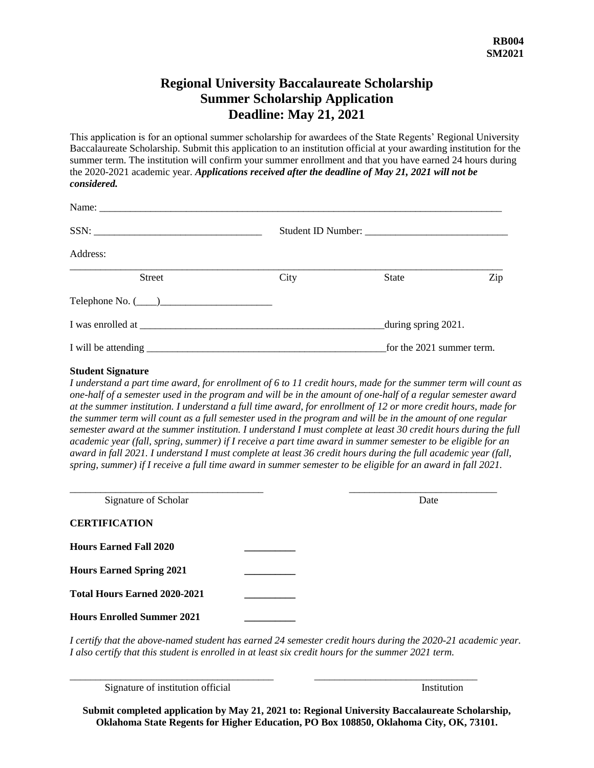**RB004**
**SM2021**

# Regional University Baccalaureate Scholarship
## Summer Scholarship Application
## Deadline: May 21, 2021

This application is for an optional summer scholarship for awardees of the State Regents' Regional University Baccalaureate Scholarship. Submit this application to an institution official at your awarding institution for the summer term. The institution will confirm your summer enrollment and that you have earned 24 hours during the 2020-2021 academic year. ***Applications received after the deadline of May 21, 2021 will not be considered.***

Name: ______________________________________________________________________________

SSN: ________________________________ Student ID Number: ___________________________

Address:

______________________________________________________________________________

Street City State Zip

Telephone No. (____)______________________

I was enrolled at _________________________________________________during spring 2021.

I will be attending ________________________________________________for the 2021 summer term.

**Student Signature**

*I understand a part time award, for enrollment of 6 to 11 credit hours, made for the summer term will count as one-half of a semester used in the program and will be in the amount of one-half of a regular semester award at the summer institution. I understand a full time award, for enrollment of 12 or more credit hours, made for the summer term will count as a full semester used in the program and will be in the amount of one regular semester award at the summer institution. I understand I must complete at least 30 credit hours during the full academic year (fall, spring, summer) if I receive a part time award in summer semester to be eligible for an award in fall 2021. I understand I must complete at least 36 credit hours during the full academic year (fall, spring, summer) if I receive a full time award in summer semester to be eligible for an award in fall 2021.*

_____________________________________ _____________________________

Signature of Scholar Date

**CERTIFICATION**

**Hours Earned Fall 2020** __________

**Hours Earned Spring 2021** __________

**Total Hours Earned 2020-2021** __________

**Hours Enrolled Summer 2021** __________

*I certify that the above-named student has earned 24 semester credit hours during the 2020-21 academic year. I also certify that this student is enrolled in at least six credit hours for the summer 2021 term.*

_______________________________________ ________________________________

Signature of institution official Institution

**Submit completed application by May 21, 2021 to: Regional University Baccalaureate Scholarship, Oklahoma State Regents for Higher Education, PO Box 108850, Oklahoma City, OK, 73101.**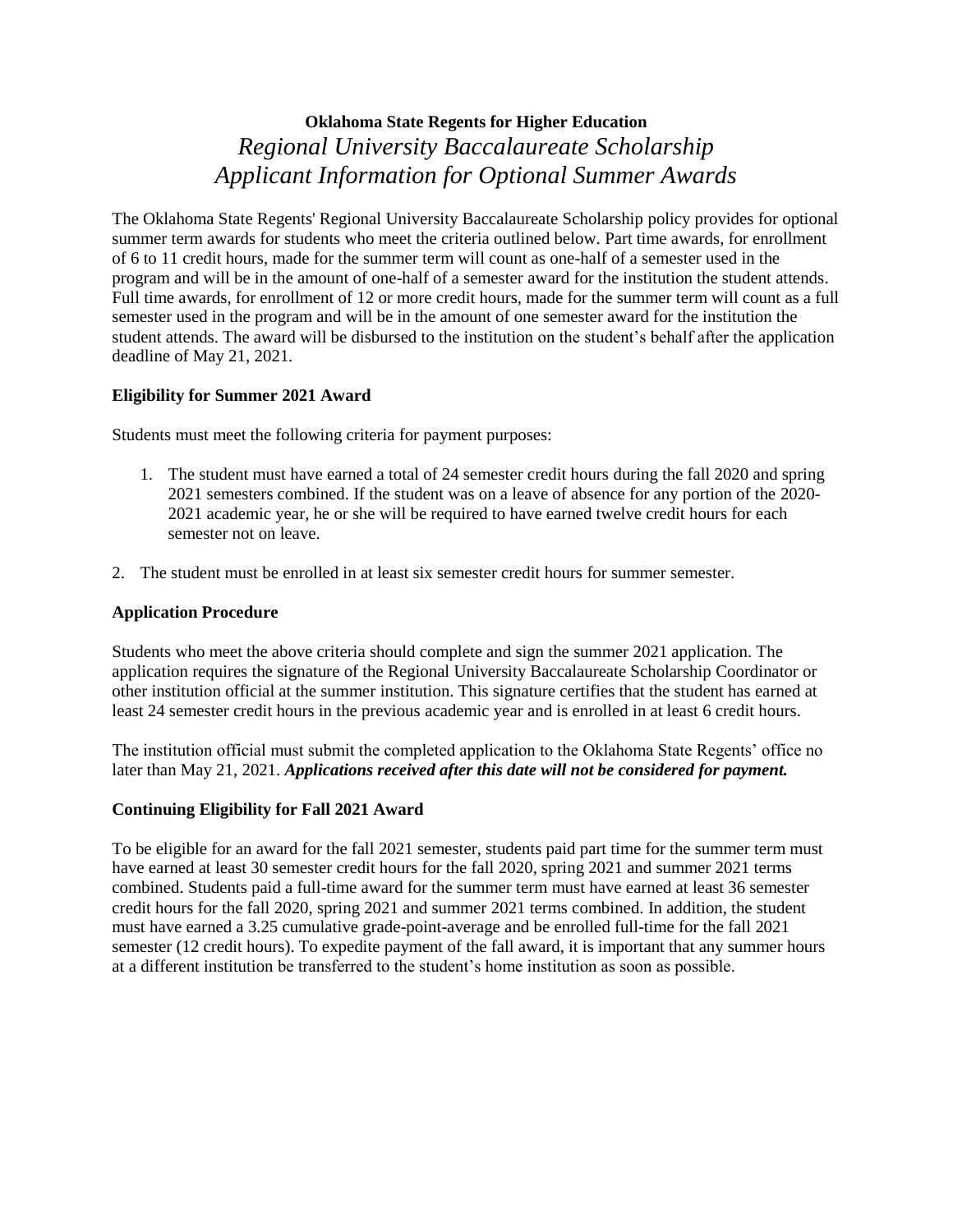**Oklahoma State Regents for Higher Education**

# *Regional University Baccalaureate Scholarship Applicant Information for Optional Summer Awards*

The Oklahoma State Regents' Regional University Baccalaureate Scholarship policy provides for optional summer term awards for students who meet the criteria outlined below. Part time awards, for enrollment of 6 to 11 credit hours, made for the summer term will count as one-half of a semester used in the program and will be in the amount of one-half of a semester award for the institution the student attends. Full time awards, for enrollment of 12 or more credit hours, made for the summer term will count as a full semester used in the program and will be in the amount of one semester award for the institution the student attends. The award will be disbursed to the institution on the student's behalf after the application deadline of May 21, 2021.

**Eligibility for Summer 2021 Award**

Students must meet the following criteria for payment purposes:

1. The student must have earned a total of 24 semester credit hours during the fall 2020 and spring 2021 semesters combined. If the student was on a leave of absence for any portion of the 2020-2021 academic year, he or she will be required to have earned twelve credit hours for each semester not on leave.

2. The student must be enrolled in at least six semester credit hours for summer semester.

**Application Procedure**

Students who meet the above criteria should complete and sign the summer 2021 application. The application requires the signature of the Regional University Baccalaureate Scholarship Coordinator or other institution official at the summer institution. This signature certifies that the student has earned at least 24 semester credit hours in the previous academic year and is enrolled in at least 6 credit hours.

The institution official must submit the completed application to the Oklahoma State Regents' office no later than May 21, 2021. ***Applications received after this date will not be considered for payment.***

**Continuing Eligibility for Fall 2021 Award**

To be eligible for an award for the fall 2021 semester, students paid part time for the summer term must have earned at least 30 semester credit hours for the fall 2020, spring 2021 and summer 2021 terms combined. Students paid a full-time award for the summer term must have earned at least 36 semester credit hours for the fall 2020, spring 2021 and summer 2021 terms combined. In addition, the student must have earned a 3.25 cumulative grade-point-average and be enrolled full-time for the fall 2021 semester (12 credit hours). To expedite payment of the fall award, it is important that any summer hours at a different institution be transferred to the student's home institution as soon as possible.